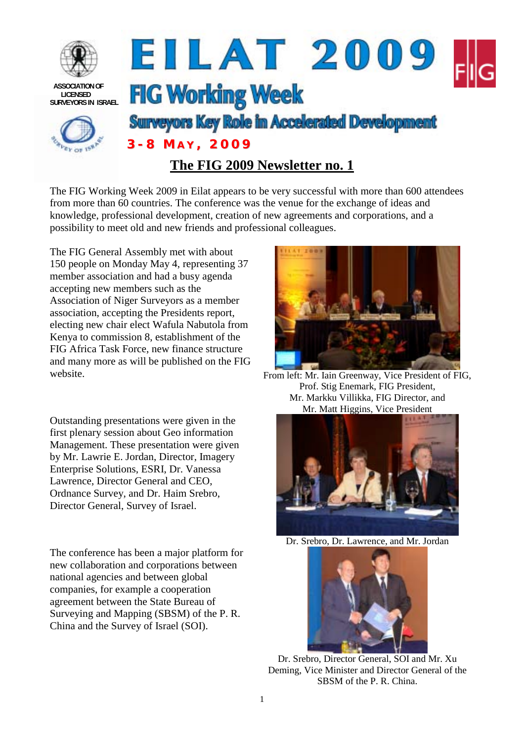ASSOCIATION OF LICENSED SURVEYORS IN ISRAEL

# EILAT 2009

## FIG Working Week

### Surveyors Key Role in Accelerated Development

**3-8 MAY, 2009**

## The FIG 2009 Newsletter no. 1

The FIG Working Week 2009 in Eilat appears to be very successful with more than 600 attendees from more than 60 countries. The conference was the venue for the exchange of ideas and knowledge, professional development, creation of new agreements and corporations, and a possibility to meet old and new friends and professional colleagues.

The FIG General Assembly met with about 150 people on Monday May 4, representing 37 member association and had a busy agenda accepting new members such as the Association of Niger Surveyors as a member association, accepting the Presidents report, electing new chair elect Wafula Nabutola from Kenya to commission 8, establishment of the FIG Africa Task Force, new finance structure and many more as will be published on the FIG website.

From left: Mr. Iain Greenway, Vice President of FIG, Prof. Stig Enemark, FIG President, Mr. Markku Villikka, FIG Director, and Mr. Matt Higgins, Vice President

Outstanding presentations were given in the first plenary session about Geo information Management. These presentation were given by Mr. Lawrie E. Jordan, Director, Imagery Enterprise Solutions, ESRI, Dr. Vanessa Lawrence, Director General and CEO, Ordnance Survey, and Dr. Haim Srebro, Director General, Survey of Israel.

Dr. Srebro, Dr. Lawrence, and Mr. Jordan

The conference has been a major platform for new collaboration and corporations between national agencies and between global companies, for example a cooperation agreement between the State Bureau of Surveying and Mapping (SBSM) of the P. R. China and the Survey of Israel (SOI).

Dr. Srebro, Director General, SOI and Mr. Xu Deming, Vice Minister and Director General of the SBSM of the P. R. China.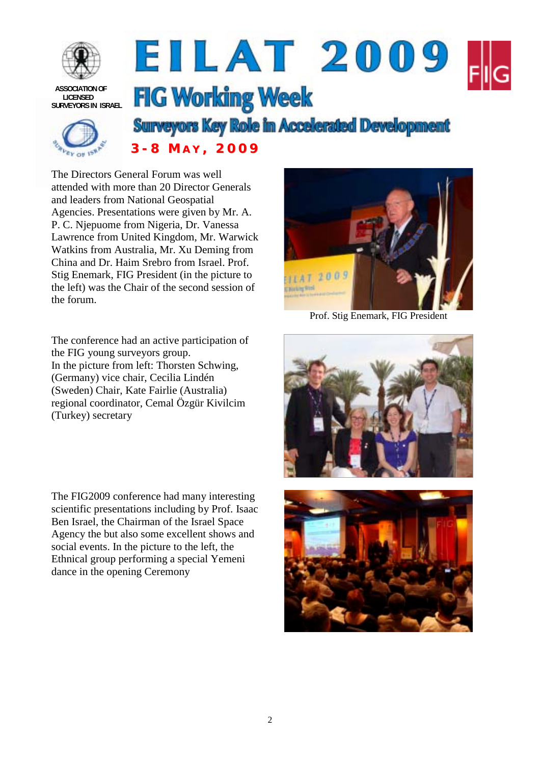ASSOCIATION OF LICENSED SURVEYORS IN ISRAEL

# EILAT 2009

## FIG Working Week

### Surveyors Key Role in Accelerated Development

**3-8 MAY, 2009**

The Directors General Forum was well attended with more than 20 Director Generals and leaders from National Geospatial Agencies. Presentations were given by Mr. A. P. C. Njepuome from Nigeria, Dr. Vanessa Lawrence from United Kingdom, Mr. Warwick Watkins from Australia, Mr. Xu Deming from China and Dr. Haim Srebro from Israel. Prof. Stig Enemark, FIG President (in the picture to the left) was the Chair of the second session of the forum.

Prof. Stig Enemark, FIG President

The conference had an active participation of the FIG young surveyors group.
In the picture from left: Thorsten Schwing, (Germany) vice chair, Cecilia Lindén (Sweden) Chair, Kate Fairlie (Australia) regional coordinator, Cemal Özgür Kivilcim (Turkey) secretary

The FIG2009 conference had many interesting scientific presentations including by Prof. Isaac Ben Israel, the Chairman of the Israel Space Agency the but also some excellent shows and social events. In the picture to the left, the Ethnical group performing a special Yemeni dance in the opening Ceremony